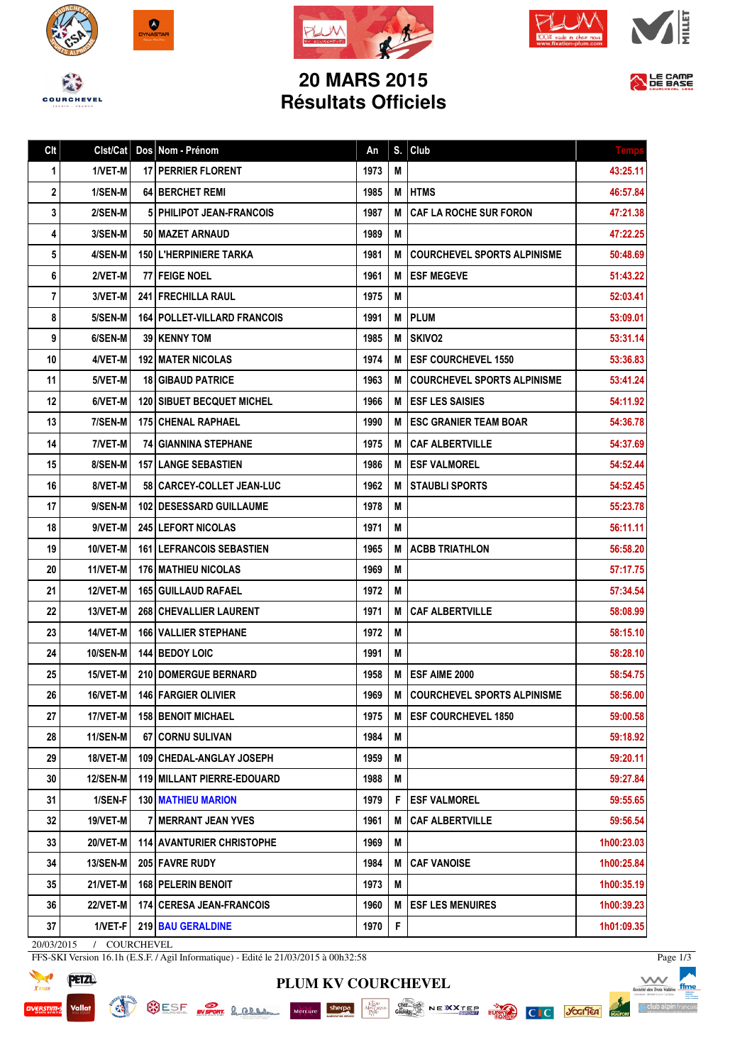# 20 MARS 2015
# Résultats Officiels

| Clt | Clst/Cat | Dos | Nom - Prénom | An | S. | Club | Temps |
|---|---|---|---|---|---|---|---|
| 1 | 1/VET-M | 17 | PERRIER FLORENT | 1973 | M | | 43:25.11 |
| 2 | 1/SEN-M | 64 | BERCHET REMI | 1985 | M | HTMS | 46:57.84 |
| 3 | 2/SEN-M | 5 | PHILIPOT JEAN-FRANCOIS | 1987 | M | CAF LA ROCHE SUR FORON | 47:21.38 |
| 4 | 3/SEN-M | 50 | MAZET ARNAUD | 1989 | M | | 47:22.25 |
| 5 | 4/SEN-M | 150 | L'HERPINIERE TARKA | 1981 | M | COURCHEVEL SPORTS ALPINISME | 50:48.69 |
| 6 | 2/VET-M | 77 | FEIGE NOEL | 1961 | M | ESF MEGEVE | 51:43.22 |
| 7 | 3/VET-M | 241 | FRECHILLA RAUL | 1975 | M | | 52:03.41 |
| 8 | 5/SEN-M | 164 | POLLET-VILLARD FRANCOIS | 1991 | M | PLUM | 53:09.01 |
| 9 | 6/SEN-M | 39 | KENNY TOM | 1985 | M | SKIVO2 | 53:31.14 |
| 10 | 4/VET-M | 192 | MATER NICOLAS | 1974 | M | ESF COURCHEVEL 1550 | 53:36.83 |
| 11 | 5/VET-M | 18 | GIBAUD PATRICE | 1963 | M | COURCHEVEL SPORTS ALPINISME | 53:41.24 |
| 12 | 6/VET-M | 120 | SIBUET BECQUET MICHEL | 1966 | M | ESF LES SAISIES | 54:11.92 |
| 13 | 7/SEN-M | 175 | CHENAL RAPHAEL | 1990 | M | ESC GRANIER TEAM BOAR | 54:36.78 |
| 14 | 7/VET-M | 74 | GIANNINA STEPHANE | 1975 | M | CAF ALBERTVILLE | 54:37.69 |
| 15 | 8/SEN-M | 157 | LANGE SEBASTIEN | 1986 | M | ESF VALMOREL | 54:52.44 |
| 16 | 8/VET-M | 58 | CARCEY-COLLET JEAN-LUC | 1962 | M | STAUBLI SPORTS | 54:52.45 |
| 17 | 9/SEN-M | 102 | DESESSARD GUILLAUME | 1978 | M | | 55:23.78 |
| 18 | 9/VET-M | 245 | LEFORT NICOLAS | 1971 | M | | 56:11.11 |
| 19 | 10/VET-M | 161 | LEFRANCOIS SEBASTIEN | 1965 | M | ACBB TRIATHLON | 56:58.20 |
| 20 | 11/VET-M | 176 | MATHIEU NICOLAS | 1969 | M | | 57:17.75 |
| 21 | 12/VET-M | 165 | GUILLAUD RAFAEL | 1972 | M | | 57:34.54 |
| 22 | 13/VET-M | 268 | CHEVALLIER LAURENT | 1971 | M | CAF ALBERTVILLE | 58:08.99 |
| 23 | 14/VET-M | 166 | VALLIER STEPHANE | 1972 | M | | 58:15.10 |
| 24 | 10/SEN-M | 144 | BEDOY LOIC | 1991 | M | | 58:28.10 |
| 25 | 15/VET-M | 210 | DOMERGUE BERNARD | 1958 | M | ESF AIME 2000 | 58:54.75 |
| 26 | 16/VET-M | 146 | FARGIER OLIVIER | 1969 | M | COURCHEVEL SPORTS ALPINISME | 58:56.00 |
| 27 | 17/VET-M | 158 | BENOIT MICHAEL | 1975 | M | ESF COURCHEVEL 1850 | 59:00.58 |
| 28 | 11/SEN-M | 67 | CORNU SULIVAN | 1984 | M | | 59:18.92 |
| 29 | 18/VET-M | 109 | CHEDAL-ANGLAY JOSEPH | 1959 | M | | 59:20.11 |
| 30 | 12/SEN-M | 119 | MILLANT PIERRE-EDOUARD | 1988 | M | | 59:27.84 |
| 31 | 1/SEN-F | 130 | MATHIEU MARION | 1979 | F | ESF VALMOREL | 59:55.65 |
| 32 | 19/VET-M | 7 | MERRANT JEAN YVES | 1961 | M | CAF ALBERTVILLE | 59:56.54 |
| 33 | 20/VET-M | 114 | AVANTURIER CHRISTOPHE | 1969 | M | | 1h00:23.03 |
| 34 | 13/SEN-M | 205 | FAVRE RUDY | 1984 | M | CAF VANOISE | 1h00:25.84 |
| 35 | 21/VET-M | 168 | PELERIN BENOIT | 1973 | M | | 1h00:35.19 |
| 36 | 22/VET-M | 174 | CERESA JEAN-FRANCOIS | 1960 | M | ESF LES MENUIRES | 1h00:39.23 |
| 37 | 1/VET-F | 219 | BAU GERALDINE | 1970 | F | | 1h01:09.35 |

20/03/2015 / COURCHEVEL

FFS-SKI Version 16.1h (E.S.F. / Agil Informatique) - Edité le 21/03/2015 à 00h32:58

PLUM KV COURCHEVEL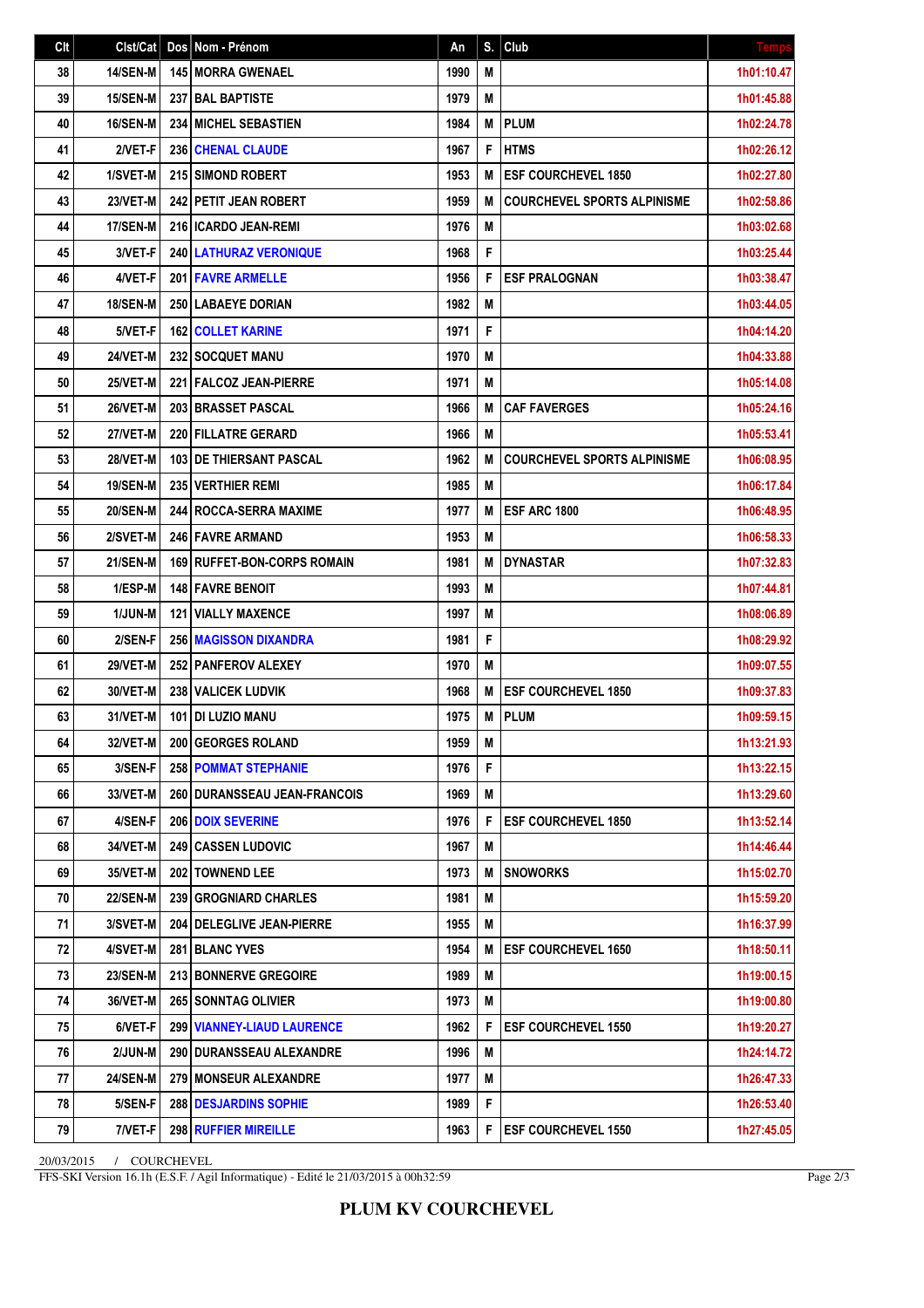| Clt | Clst/Cat | Dos | Nom - Prénom | An | S. | Club | Temps |
|---|---|---|---|---|---|---|---|
| 38 | 14/SEN-M | 145 | MORRA GWENAEL | 1990 | M | | 1h01:10.47 |
| 39 | 15/SEN-M | 237 | BAL BAPTISTE | 1979 | M | | 1h01:45.88 |
| 40 | 16/SEN-M | 234 | MICHEL SEBASTIEN | 1984 | M | PLUM | 1h02:24.78 |
| 41 | 2/VET-F | 236 | CHENAL CLAUDE | 1967 | F | HTMS | 1h02:26.12 |
| 42 | 1/SVET-M | 215 | SIMOND ROBERT | 1953 | M | ESF COURCHEVEL 1850 | 1h02:27.80 |
| 43 | 23/VET-M | 242 | PETIT JEAN ROBERT | 1959 | M | COURCHEVEL SPORTS ALPINISME | 1h02:58.86 |
| 44 | 17/SEN-M | 216 | ICARDO JEAN-REMI | 1976 | M | | 1h03:02.68 |
| 45 | 3/VET-F | 240 | LATHURAZ VERONIQUE | 1968 | F | | 1h03:25.44 |
| 46 | 4/VET-F | 201 | FAVRE ARMELLE | 1956 | F | ESF PRALOGNAN | 1h03:38.47 |
| 47 | 18/SEN-M | 250 | LABAEYE DORIAN | 1982 | M | | 1h03:44.05 |
| 48 | 5/VET-F | 162 | COLLET KARINE | 1971 | F | | 1h04:14.20 |
| 49 | 24/VET-M | 232 | SOCQUET MANU | 1970 | M | | 1h04:33.88 |
| 50 | 25/VET-M | 221 | FALCOZ JEAN-PIERRE | 1971 | M | | 1h05:14.08 |
| 51 | 26/VET-M | 203 | BRASSET PASCAL | 1966 | M | CAF FAVERGES | 1h05:24.16 |
| 52 | 27/VET-M | 220 | FILLATRE GERARD | 1966 | M | | 1h05:53.41 |
| 53 | 28/VET-M | 103 | DE THIERSANT PASCAL | 1962 | M | COURCHEVEL SPORTS ALPINISME | 1h06:08.95 |
| 54 | 19/SEN-M | 235 | VERTHIER REMI | 1985 | M | | 1h06:17.84 |
| 55 | 20/SEN-M | 244 | ROCCA-SERRA MAXIME | 1977 | M | ESF ARC 1800 | 1h06:48.95 |
| 56 | 2/SVET-M | 246 | FAVRE ARMAND | 1953 | M | | 1h06:58.33 |
| 57 | 21/SEN-M | 169 | RUFFET-BON-CORPS ROMAIN | 1981 | M | DYNASTAR | 1h07:32.83 |
| 58 | 1/ESP-M | 148 | FAVRE BENOIT | 1993 | M | | 1h07:44.81 |
| 59 | 1/JUN-M | 121 | VIALLY MAXENCE | 1997 | M | | 1h08:06.89 |
| 60 | 2/SEN-F | 256 | MAGISSON DIXANDRA | 1981 | F | | 1h08:29.92 |
| 61 | 29/VET-M | 252 | PANFEROV ALEXEY | 1970 | M | | 1h09:07.55 |
| 62 | 30/VET-M | 238 | VALICEK LUDVIK | 1968 | M | ESF COURCHEVEL 1850 | 1h09:37.83 |
| 63 | 31/VET-M | 101 | DI LUZIO MANU | 1975 | M | PLUM | 1h09:59.15 |
| 64 | 32/VET-M | 200 | GEORGES ROLAND | 1959 | M | | 1h13:21.93 |
| 65 | 3/SEN-F | 258 | POMMAT STEPHANIE | 1976 | F | | 1h13:22.15 |
| 66 | 33/VET-M | 260 | DURANSSEAU JEAN-FRANCOIS | 1969 | M | | 1h13:29.60 |
| 67 | 4/SEN-F | 206 | DOIX SEVERINE | 1976 | F | ESF COURCHEVEL 1850 | 1h13:52.14 |
| 68 | 34/VET-M | 249 | CASSEN LUDOVIC | 1967 | M | | 1h14:46.44 |
| 69 | 35/VET-M | 202 | TOWNEND LEE | 1973 | M | SNOWORKS | 1h15:02.70 |
| 70 | 22/SEN-M | 239 | GROGNIARD CHARLES | 1981 | M | | 1h15:59.20 |
| 71 | 3/SVET-M | 204 | DELEGLIVE JEAN-PIERRE | 1955 | M | | 1h16:37.99 |
| 72 | 4/SVET-M | 281 | BLANC YVES | 1954 | M | ESF COURCHEVEL 1650 | 1h18:50.11 |
| 73 | 23/SEN-M | 213 | BONNERVE GREGOIRE | 1989 | M | | 1h19:00.15 |
| 74 | 36/VET-M | 265 | SONNTAG OLIVIER | 1973 | M | | 1h19:00.80 |
| 75 | 6/VET-F | 299 | VIANNEY-LIAUD LAURENCE | 1962 | F | ESF COURCHEVEL 1550 | 1h19:20.27 |
| 76 | 2/JUN-M | 290 | DURANSSEAU ALEXANDRE | 1996 | M | | 1h24:14.72 |
| 77 | 24/SEN-M | 279 | MONSEUR ALEXANDRE | 1977 | M | | 1h26:47.33 |
| 78 | 5/SEN-F | 288 | DESJARDINS SOPHIE | 1989 | F | | 1h26:53.40 |
| 79 | 7/VET-F | 298 | RUFFIER MIREILLE | 1963 | F | ESF COURCHEVEL 1550 | 1h27:45.05 |

20/03/2015 / COURCHEVEL

FFS-SKI Version 16.1h (E.S.F. / Agil Informatique) - Edité le 21/03/2015 à 00h32:59

**PLUM KV COURCHEVEL**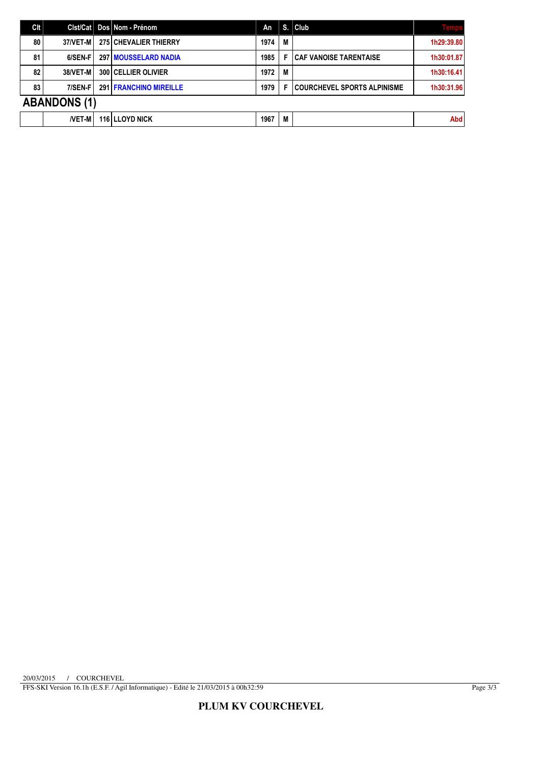| Clt | Clst/Cat | Dos | Nom - Prénom | An | S. | Club | Temps |
|---|---|---|---|---|---|---|---|
| 80 | 37/VET-M | 275 | CHEVALIER THIERRY | 1974 | M | | 1h29:39.80 |
| 81 | 6/SEN-F | 297 | MOUSSELARD NADIA | 1985 | F | CAF VANOISE TARENTAISE | 1h30:01.87 |
| 82 | 38/VET-M | 300 | CELLIER OLIVIER | 1972 | M | | 1h30:16.41 |
| 83 | 7/SEN-F | 291 | FRANCHINO MIREILLE | 1979 | F | COURCHEVEL SPORTS ALPINISME | 1h30:31.96 |

## ABANDONS (1)

| | | | | | | | |
|---|---|---|---|---|---|---|---|
| | /VET-M | 116 | LLOYD NICK | 1967 | M | | Abd |

20/03/2015 / COURCHEVEL

FFS-SKI Version 16.1h (E.S.F. / Agil Informatique) - Edité le 21/03/2015 à 00h32:59

**PLUM KV COURCHEVEL**